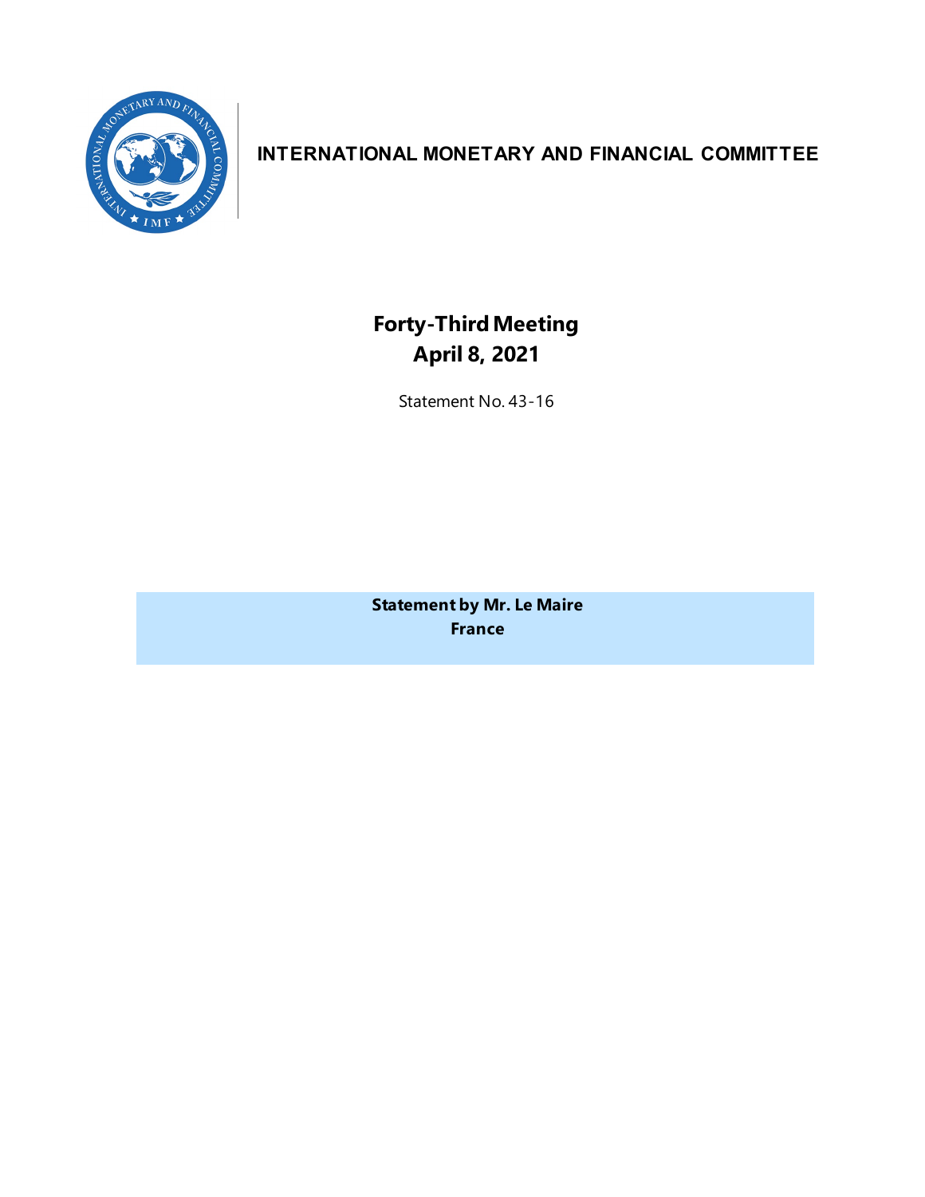**INTERNATIONAL MONETARY AND FINANCIAL COMMITTEE**

# Forty-Third Meeting
# April 8, 2021

Statement No. 43-16

**Statement by Mr. Le Maire**
**France**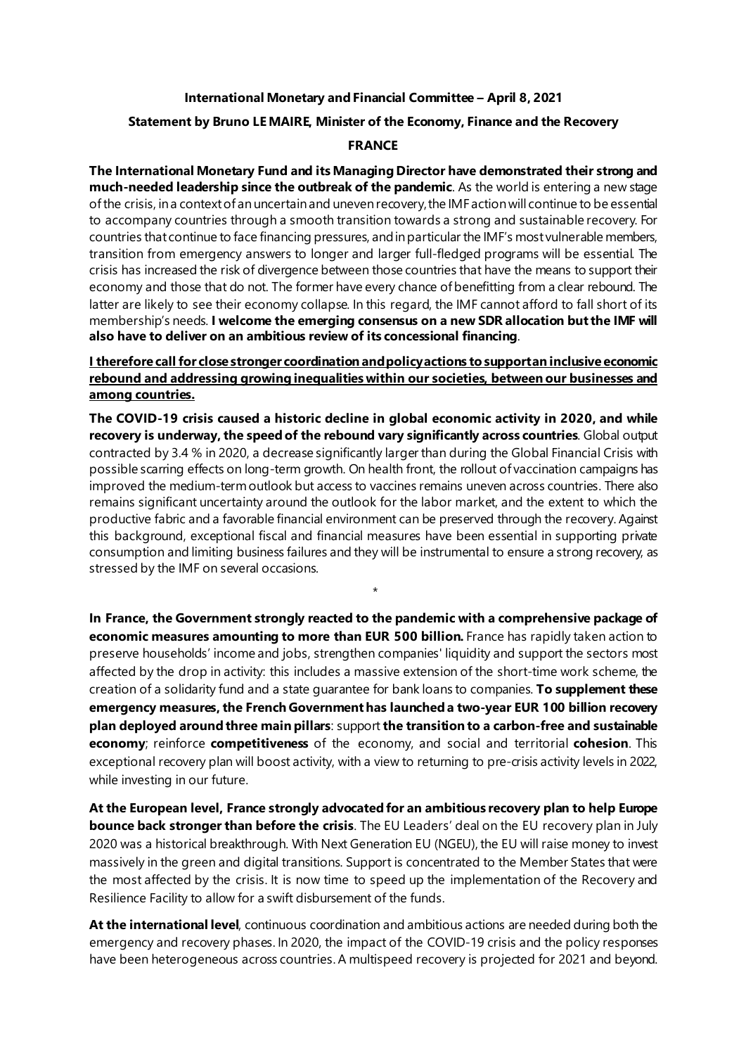**International Monetary and Financial Committee – April 8, 2021**

**Statement by Bruno LE MAIRE, Minister of the Economy, Finance and the Recovery**

**FRANCE**

**The International Monetary Fund and its Managing Director have demonstrated their strong and much-needed leadership since the outbreak of the pandemic**. As the world is entering a new stage of the crisis, in a context of an uncertain and uneven recovery, the IMF action will continue to be essential to accompany countries through a smooth transition towards a strong and sustainable recovery. For countries that continue to face financing pressures, and in particular the IMF's most vulnerable members, transition from emergency answers to longer and larger full-fledged programs will be essential. The crisis has increased the risk of divergence between those countries that have the means to support their economy and those that do not. The former have every chance of benefitting from a clear rebound. The latter are likely to see their economy collapse. In this regard, the IMF cannot afford to fall short of its membership's needs. **I welcome the emerging consensus on a new SDR allocation but the IMF will also have to deliver on an ambitious review of its concessional financing**.

**I therefore call for close stronger coordination and policy actions to support an inclusive economic rebound and addressing growing inequalities within our societies, between our businesses and among countries.**

**The COVID-19 crisis caused a historic decline in global economic activity in 2020, and while recovery is underway, the speed of the rebound vary significantly across countries**. Global output contracted by 3.4 % in 2020, a decrease significantly larger than during the Global Financial Crisis with possible scarring effects on long-term growth. On health front, the rollout of vaccination campaigns has improved the medium-term outlook but access to vaccines remains uneven across countries. There also remains significant uncertainty around the outlook for the labor market, and the extent to which the productive fabric and a favorable financial environment can be preserved through the recovery. Against this background, exceptional fiscal and financial measures have been essential in supporting private consumption and limiting business failures and they will be instrumental to ensure a strong recovery, as stressed by the IMF on several occasions.

*

**In France, the Government strongly reacted to the pandemic with a comprehensive package of economic measures amounting to more than EUR 500 billion.** France has rapidly taken action to preserve households' income and jobs, strengthen companies' liquidity and support the sectors most affected by the drop in activity: this includes a massive extension of the short-time work scheme, the creation of a solidarity fund and a state guarantee for bank loans to companies. **To supplement these emergency measures, the French Government has launched a two-year EUR 100 billion recovery plan deployed around three main pillars**: support **the transition to a carbon-free and sustainable economy**; reinforce **competitiveness** of the economy, and social and territorial **cohesion**. This exceptional recovery plan will boost activity, with a view to returning to pre-crisis activity levels in 2022, while investing in our future.

**At the European level, France strongly advocated for an ambitious recovery plan to help Europe bounce back stronger than before the crisis**. The EU Leaders' deal on the EU recovery plan in July 2020 was a historical breakthrough. With Next Generation EU (NGEU), the EU will raise money to invest massively in the green and digital transitions. Support is concentrated to the Member States that were the most affected by the crisis. It is now time to speed up the implementation of the Recovery and Resilience Facility to allow for a swift disbursement of the funds.

**At the international level**, continuous coordination and ambitious actions are needed during both the emergency and recovery phases. In 2020, the impact of the COVID-19 crisis and the policy responses have been heterogeneous across countries. A multispeed recovery is projected for 2021 and beyond.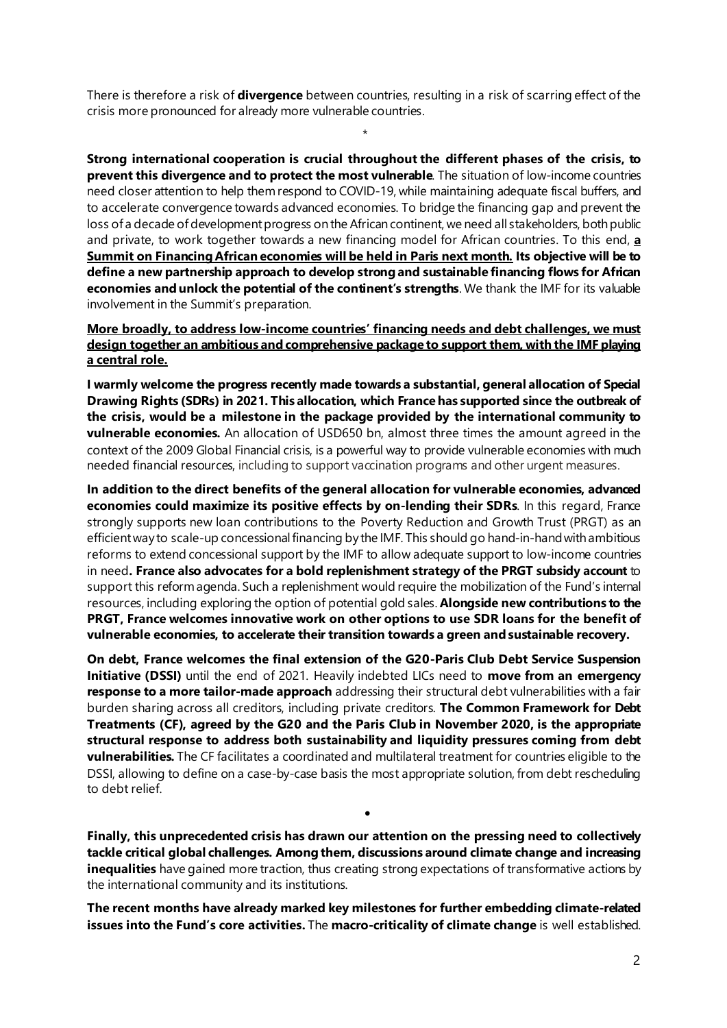There is therefore a risk of **divergence** between countries, resulting in a risk of scarring effect of the crisis more pronounced for already more vulnerable countries.

*

**Strong international cooperation is crucial throughout the different phases of the crisis, to prevent this divergence and to protect the most vulnerable**. The situation of low-income countries need closer attention to help them respond to COVID-19, while maintaining adequate fiscal buffers, and to accelerate convergence towards advanced economies. To bridge the financing gap and prevent the loss of a decade of development progress on the African continent, we need all stakeholders, both public and private, to work together towards a new financing model for African countries. To this end, **<u>a Summit on Financing African economies will be held in Paris next month.</u> Its objective will be to define a new partnership approach to develop strong and sustainable financing flows for African economies and unlock the potential of the continent's strengths**. We thank the IMF for its valuable involvement in the Summit's preparation.

**<u>More broadly, to address low-income countries' financing needs and debt challenges, we must design together an ambitious and comprehensive package to support them, with the IMF playing a central role.</u>**

**I warmly welcome the progress recently made towards a substantial, general allocation of Special Drawing Rights (SDRs) in 2021. This allocation, which France has supported since the outbreak of the crisis, would be a milestone in the package provided by the international community to vulnerable economies.** An allocation of USD650 bn, almost three times the amount agreed in the context of the 2009 Global Financial crisis, is a powerful way to provide vulnerable economies with much needed financial resources, including to support vaccination programs and other urgent measures.

**In addition to the direct benefits of the general allocation for vulnerable economies, advanced economies could maximize its positive effects by on-lending their SDRs**. In this regard, France strongly supports new loan contributions to the Poverty Reduction and Growth Trust (PRGT) as an efficient way to scale-up concessional financing by the IMF. This should go hand-in-hand with ambitious reforms to extend concessional support by the IMF to allow adequate support to low-income countries in need**. France also advocates for a bold replenishment strategy of the PRGT subsidy account** to support this reform agenda. Such a replenishment would require the mobilization of the Fund's internal resources, including exploring the option of potential gold sales. **Alongside new contributions to the PRGT, France welcomes innovative work on other options to use SDR loans for the benefit of vulnerable economies, to accelerate their transition towards a green and sustainable recovery.**

**On debt, France welcomes the final extension of the G20-Paris Club Debt Service Suspension Initiative (DSSI)** until the end of 2021. Heavily indebted LICs need to **move from an emergency response to a more tailor-made approach** addressing their structural debt vulnerabilities with a fair burden sharing across all creditors, including private creditors. **The Common Framework for Debt Treatments (CF), agreed by the G20 and the Paris Club in November 2020, is the appropriate structural response to address both sustainability and liquidity pressures coming from debt vulnerabilities.** The CF facilitates a coordinated and multilateral treatment for countries eligible to the DSSI, allowing to define on a case-by-case basis the most appropriate solution, from debt rescheduling to debt relief.

•

**Finally, this unprecedented crisis has drawn our attention on the pressing need to collectively tackle critical global challenges. Among them, discussions around climate change and increasing inequalities** have gained more traction, thus creating strong expectations of transformative actions by the international community and its institutions.

**The recent months have already marked key milestones for further embedding climate-related issues into the Fund's core activities.** The **macro-criticality of climate change** is well established.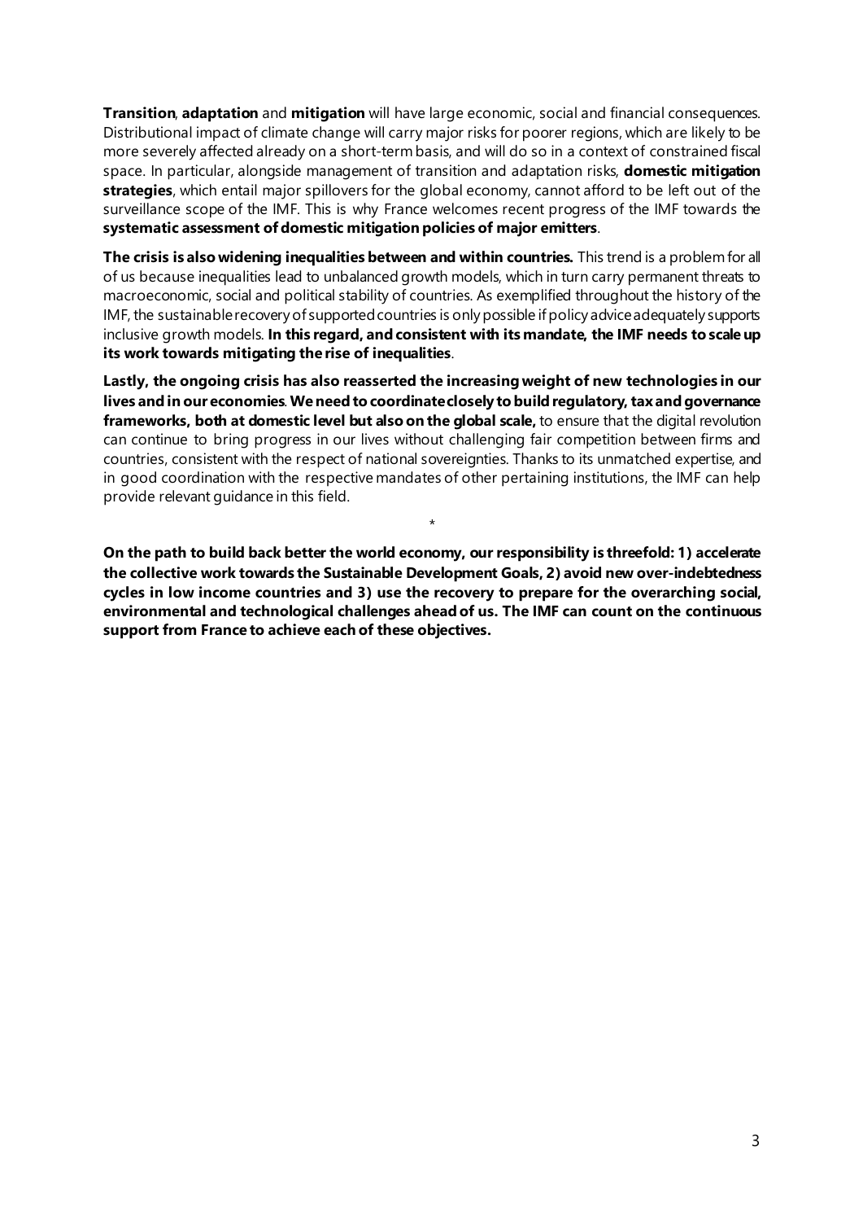**Transition**, **adaptation** and **mitigation** will have large economic, social and financial consequences. Distributional impact of climate change will carry major risks for poorer regions, which are likely to be more severely affected already on a short-term basis, and will do so in a context of constrained fiscal space. In particular, alongside management of transition and adaptation risks, **domestic mitigation strategies**, which entail major spillovers for the global economy, cannot afford to be left out of the surveillance scope of the IMF. This is why France welcomes recent progress of the IMF towards the **systematic assessment of domestic mitigation policies of major emitters**.

**The crisis is also widening inequalities between and within countries.** This trend is a problem for all of us because inequalities lead to unbalanced growth models, which in turn carry permanent threats to macroeconomic, social and political stability of countries. As exemplified throughout the history of the IMF, the sustainable recovery of supported countries is only possible if policy advice adequately supports inclusive growth models. **In this regard, and consistent with its mandate, the IMF needs to scale up its work towards mitigating the rise of inequalities**.

**Lastly, the ongoing crisis has also reasserted the increasing weight of new technologies in our lives and in our economies**. **We need to coordinate closely to build regulatory, tax and governance frameworks, both at domestic level but also on the global scale,** to ensure that the digital revolution can continue to bring progress in our lives without challenging fair competition between firms and countries, consistent with the respect of national sovereignties. Thanks to its unmatched expertise, and in good coordination with the respective mandates of other pertaining institutions, the IMF can help provide relevant guidance in this field.

*

**On the path to build back better the world economy, our responsibility is threefold: 1) accelerate the collective work towards the Sustainable Development Goals, 2) avoid new over-indebtedness cycles in low income countries and 3) use the recovery to prepare for the overarching social, environmental and technological challenges ahead of us. The IMF can count on the continuous support from France to achieve each of these objectives.**